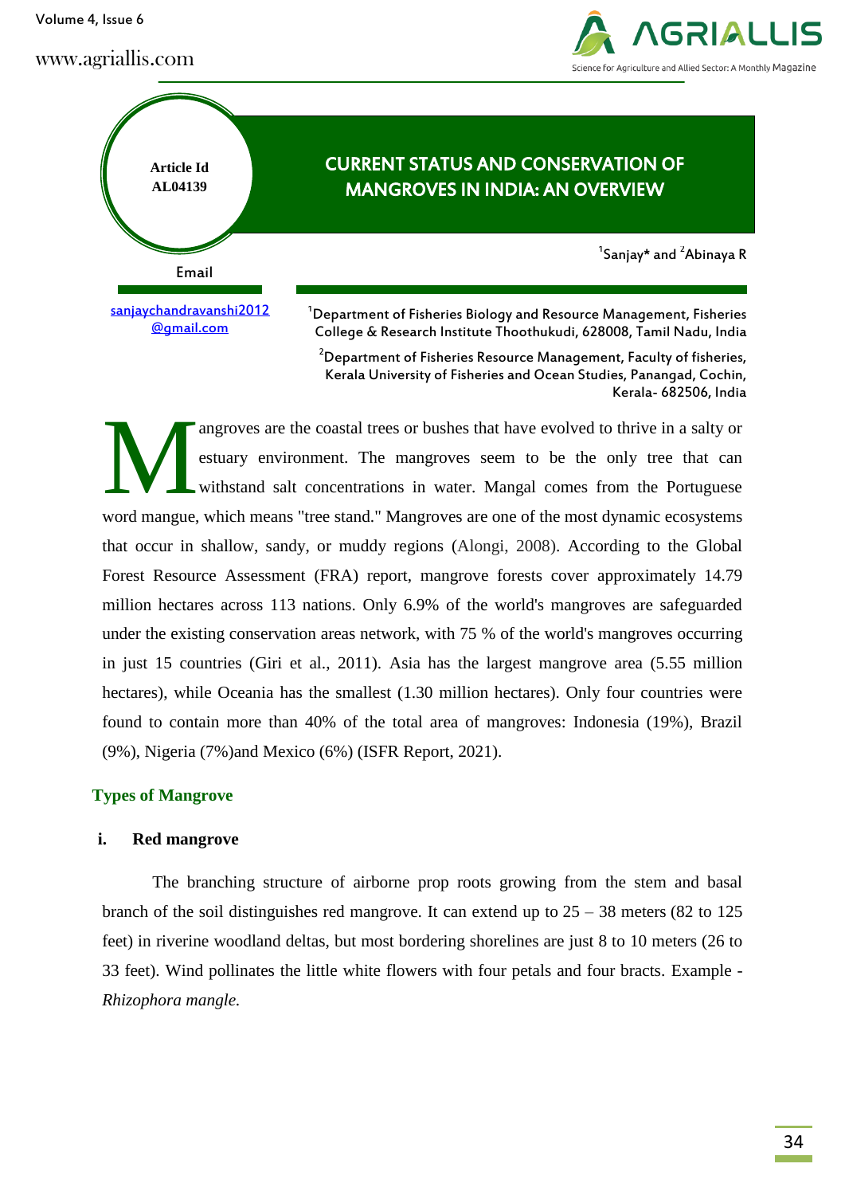Article Id AL04139

# CURRENT STATUS AND CONSERVATION OF MANGROVES IN INDIA: AN OVERVIEW

[1]Sanjay* and [2]Abinaya R

Email

sanjaychandravanshi2012@gmail.com

[1]Department of Fisheries Biology and Resource Management, Fisheries College & Research Institute Thoothukudi, 628008, Tamil Nadu, India

[2]Department of Fisheries Resource Management, Faculty of fisheries, Kerala University of Fisheries and Ocean Studies, Panangad, Cochin, Kerala- 682506, India

Mangroves are the coastal trees or bushes that have evolved to thrive in a salty or estuary environment. The mangroves seem to be the only tree that can withstand salt concentrations in water. Mangal comes from the Portuguese word mangue, which means "tree stand." Mangroves are one of the most dynamic ecosystems that occur in shallow, sandy, or muddy regions (Alongi, 2008). According to the Global Forest Resource Assessment (FRA) report, mangrove forests cover approximately 14.79 million hectares across 113 nations. Only 6.9% of the world's mangroves are safeguarded under the existing conservation areas network, with 75 % of the world's mangroves occurring in just 15 countries (Giri et al., 2011). Asia has the largest mangrove area (5.55 million hectares), while Oceania has the smallest (1.30 million hectares). Only four countries were found to contain more than 40% of the total area of mangroves: Indonesia (19%), Brazil (9%), Nigeria (7%)and Mexico (6%) (ISFR Report, 2021).

## Types of Mangrove

### i. Red mangrove

The branching structure of airborne prop roots growing from the stem and basal branch of the soil distinguishes red mangrove. It can extend up to 25 – 38 meters (82 to 125 feet) in riverine woodland deltas, but most bordering shorelines are just 8 to 10 meters (26 to 33 feet). Wind pollinates the little white flowers with four petals and four bracts. Example - *Rhizophora mangle.*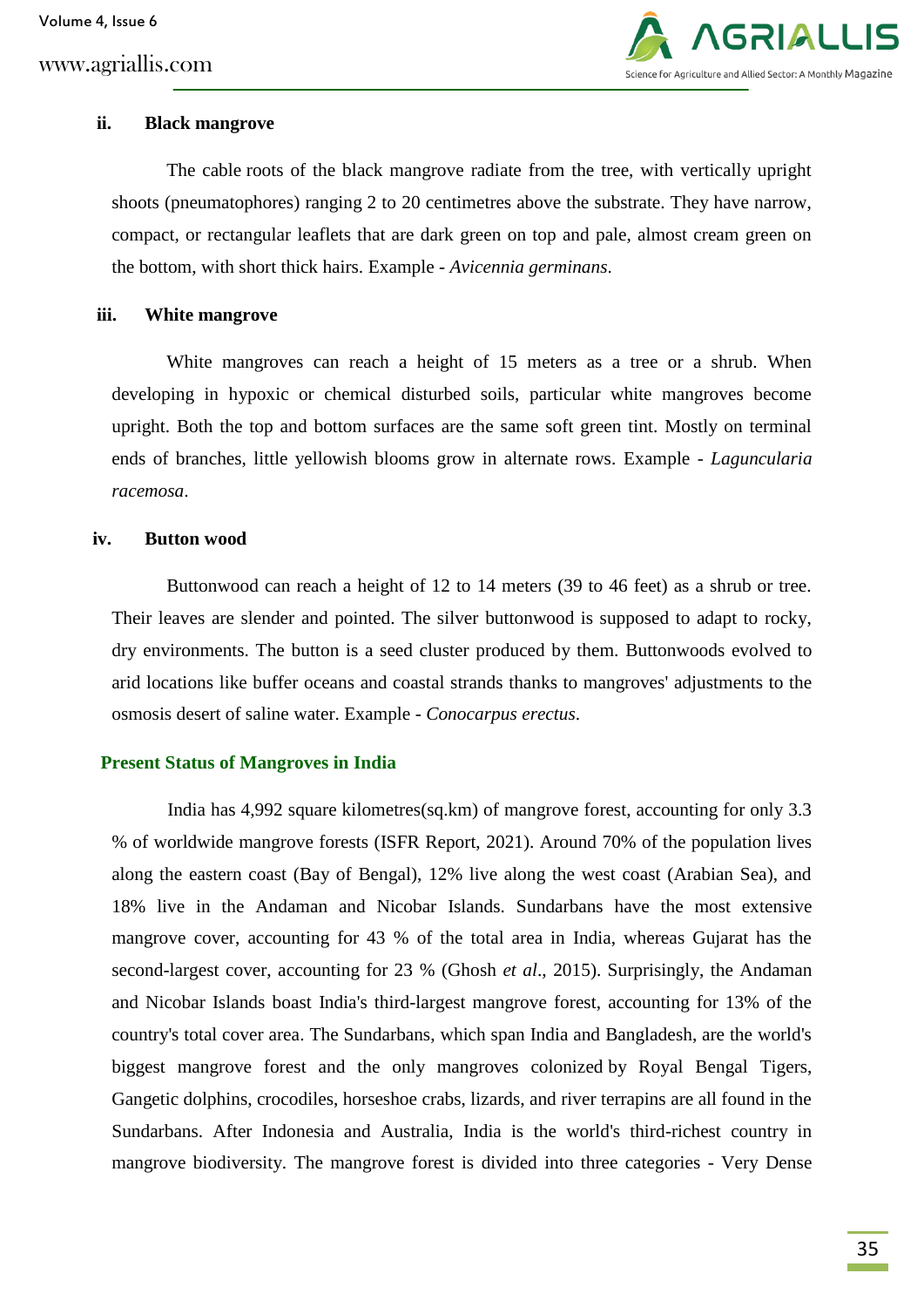### ii. Black mangrove

The cable roots of the black mangrove radiate from the tree, with vertically upright shoots (pneumatophores) ranging 2 to 20 centimetres above the substrate. They have narrow, compact, or rectangular leaflets that are dark green on top and pale, almost cream green on the bottom, with short thick hairs. Example - *Avicennia germinans*.

### iii. White mangrove

White mangroves can reach a height of 15 meters as a tree or a shrub. When developing in hypoxic or chemical disturbed soils, particular white mangroves become upright. Both the top and bottom surfaces are the same soft green tint. Mostly on terminal ends of branches, little yellowish blooms grow in alternate rows. Example - *Laguncularia racemosa*.

### iv. Button wood

Buttonwood can reach a height of 12 to 14 meters (39 to 46 feet) as a shrub or tree. Their leaves are slender and pointed. The silver buttonwood is supposed to adapt to rocky, dry environments. The button is a seed cluster produced by them. Buttonwoods evolved to arid locations like buffer oceans and coastal strands thanks to mangroves' adjustments to the osmosis desert of saline water. Example - *Conocarpus erectus.*

## Present Status of Mangroves in India

India has 4,992 square kilometres(sq.km) of mangrove forest, accounting for only 3.3 % of worldwide mangrove forests (ISFR Report, 2021). Around 70% of the population lives along the eastern coast (Bay of Bengal), 12% live along the west coast (Arabian Sea), and 18% live in the Andaman and Nicobar Islands. Sundarbans have the most extensive mangrove cover, accounting for 43 % of the total area in India, whereas Gujarat has the second-largest cover, accounting for 23 % (Ghosh *et al.,* 2015). Surprisingly, the Andaman and Nicobar Islands boast India's third-largest mangrove forest, accounting for 13% of the country's total cover area. The Sundarbans, which span India and Bangladesh, are the world's biggest mangrove forest and the only mangroves colonized by Royal Bengal Tigers, Gangetic dolphins, crocodiles, horseshoe crabs, lizards, and river terrapins are all found in the Sundarbans. After Indonesia and Australia, India is the world's third-richest country in mangrove biodiversity. The mangrove forest is divided into three categories - Very Dense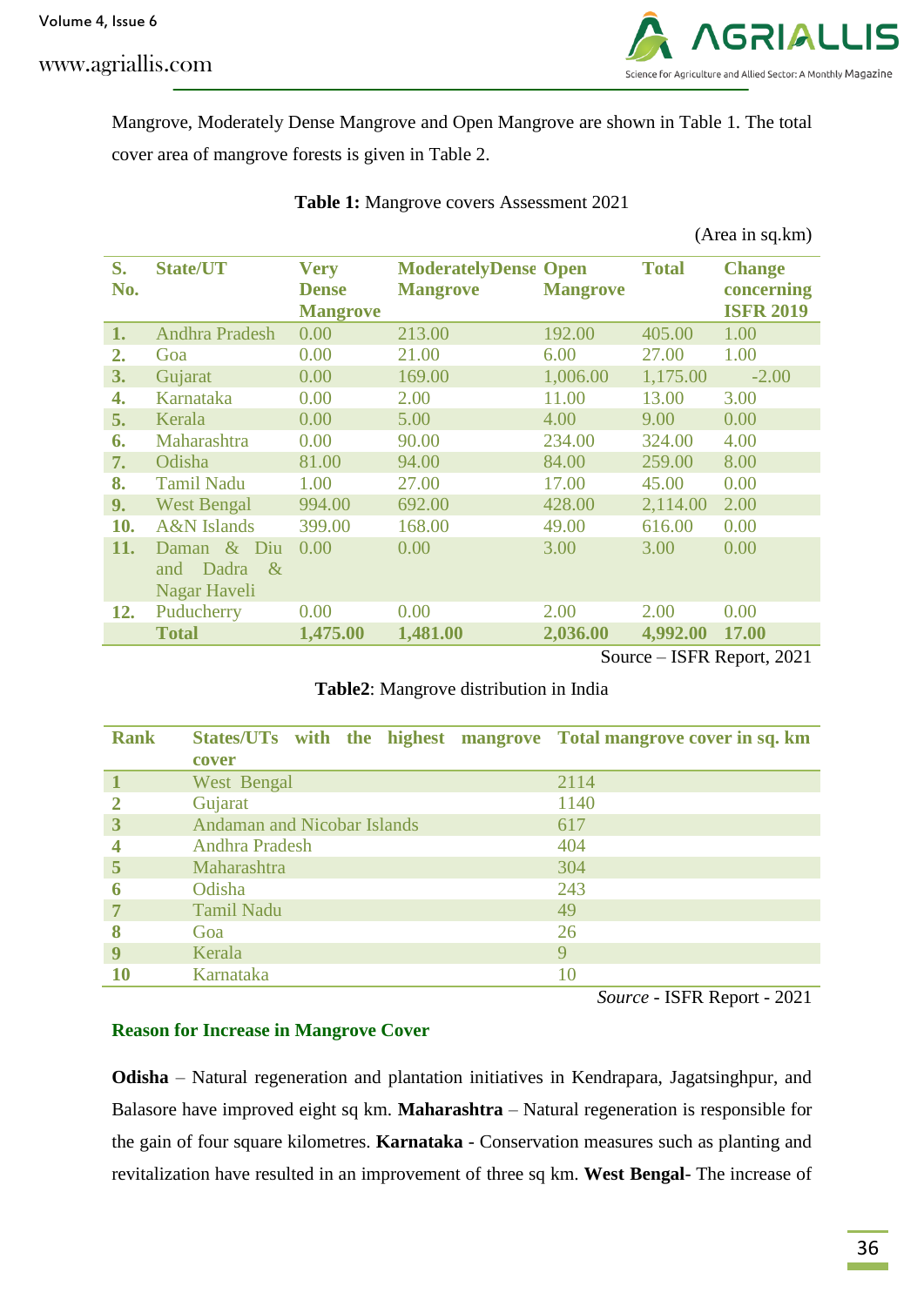Mangrove, Moderately Dense Mangrove and Open Mangrove are shown in Table 1. The total cover area of mangrove forests is given in Table 2.

**Table 1:** Mangrove covers Assessment 2021

(Area in sq.km)

| S. No. | State/UT | Very Dense Mangrove | ModeratelyDense Mangrove | Open Mangrove | Total | Change concerning ISFR 2019 |
|---|---|---|---|---|---|---|
| 1. | Andhra Pradesh | 0.00 | 213.00 | 192.00 | 405.00 | 1.00 |
| 2. | Goa | 0.00 | 21.00 | 6.00 | 27.00 | 1.00 |
| 3. | Gujarat | 0.00 | 169.00 | 1,006.00 | 1,175.00 | -2.00 |
| 4. | Karnataka | 0.00 | 2.00 | 11.00 | 13.00 | 3.00 |
| 5. | Kerala | 0.00 | 5.00 | 4.00 | 9.00 | 0.00 |
| 6. | Maharashtra | 0.00 | 90.00 | 234.00 | 324.00 | 4.00 |
| 7. | Odisha | 81.00 | 94.00 | 84.00 | 259.00 | 8.00 |
| 8. | Tamil Nadu | 1.00 | 27.00 | 17.00 | 45.00 | 0.00 |
| 9. | West Bengal | 994.00 | 692.00 | 428.00 | 2,114.00 | 2.00 |
| 10. | A&N Islands | 399.00 | 168.00 | 49.00 | 616.00 | 0.00 |
| 11. | Daman & Diu and Dadra & Nagar Haveli | 0.00 | 0.00 | 3.00 | 3.00 | 0.00 |
| 12. | Puducherry | 0.00 | 0.00 | 2.00 | 2.00 | 0.00 |
| | **Total** | **1,475.00** | **1,481.00** | **2,036.00** | **4,992.00** | **17.00** |

Source – ISFR Report, 2021

**Table2**: Mangrove distribution in India

| Rank | States/UTs with the highest mangrove cover | Total mangrove cover in sq. km |
|---|---|---|
| 1 | West Bengal | 2114 |
| 2 | Gujarat | 1140 |
| 3 | Andaman and Nicobar Islands | 617 |
| 4 | Andhra Pradesh | 404 |
| 5 | Maharashtra | 304 |
| 6 | Odisha | 243 |
| 7 | Tamil Nadu | 49 |
| 8 | Goa | 26 |
| 9 | Kerala | 9 |
| 10 | Karnataka | 10 |

*Source* - ISFR Report - 2021

### Reason for Increase in Mangrove Cover

**Odisha** – Natural regeneration and plantation initiatives in Kendrapara, Jagatsinghpur, and Balasore have improved eight sq km. **Maharashtra** – Natural regeneration is responsible for the gain of four square kilometres. **Karnataka** - Conservation measures such as planting and revitalization have resulted in an improvement of three sq km. **West Bengal**- The increase of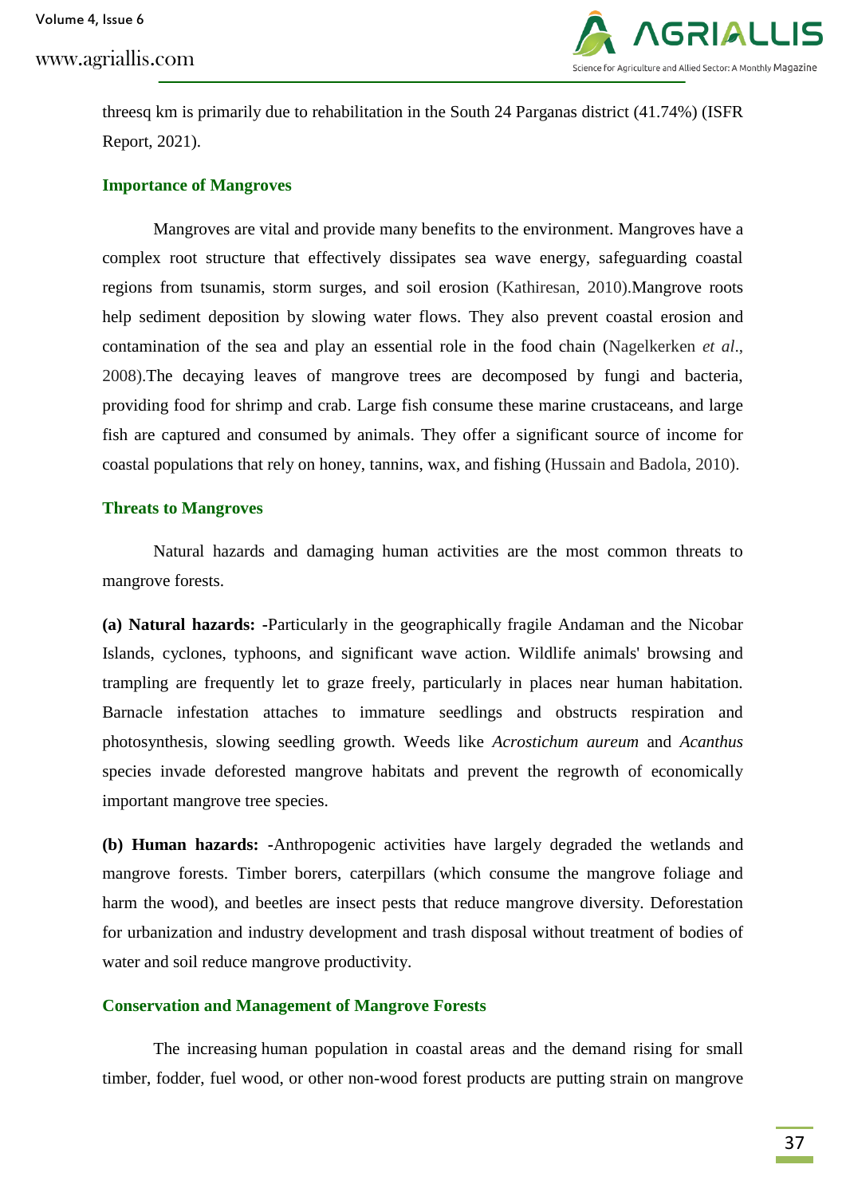threesq km is primarily due to rehabilitation in the South 24 Parganas district (41.74%) (ISFR Report, 2021).

## Importance of Mangroves

Mangroves are vital and provide many benefits to the environment. Mangroves have a complex root structure that effectively dissipates sea wave energy, safeguarding coastal regions from tsunamis, storm surges, and soil erosion (Kathiresan, 2010).Mangrove roots help sediment deposition by slowing water flows. They also prevent coastal erosion and contamination of the sea and play an essential role in the food chain (Nagelkerken *et al*., 2008).The decaying leaves of mangrove trees are decomposed by fungi and bacteria, providing food for shrimp and crab. Large fish consume these marine crustaceans, and large fish are captured and consumed by animals. They offer a significant source of income for coastal populations that rely on honey, tannins, wax, and fishing (Hussain and Badola, 2010).

## Threats to Mangroves

Natural hazards and damaging human activities are the most common threats to mangrove forests.

**(a) Natural hazards:** -Particularly in the geographically fragile Andaman and the Nicobar Islands, cyclones, typhoons, and significant wave action. Wildlife animals' browsing and trampling are frequently let to graze freely, particularly in places near human habitation. Barnacle infestation attaches to immature seedlings and obstructs respiration and photosynthesis, slowing seedling growth. Weeds like *Acrostichum aureum* and *Acanthus* species invade deforested mangrove habitats and prevent the regrowth of economically important mangrove tree species.

**(b) Human hazards:** -Anthropogenic activities have largely degraded the wetlands and mangrove forests. Timber borers, caterpillars (which consume the mangrove foliage and harm the wood), and beetles are insect pests that reduce mangrove diversity. Deforestation for urbanization and industry development and trash disposal without treatment of bodies of water and soil reduce mangrove productivity.

## Conservation and Management of Mangrove Forests

The increasing human population in coastal areas and the demand rising for small timber, fodder, fuel wood, or other non-wood forest products are putting strain on mangrove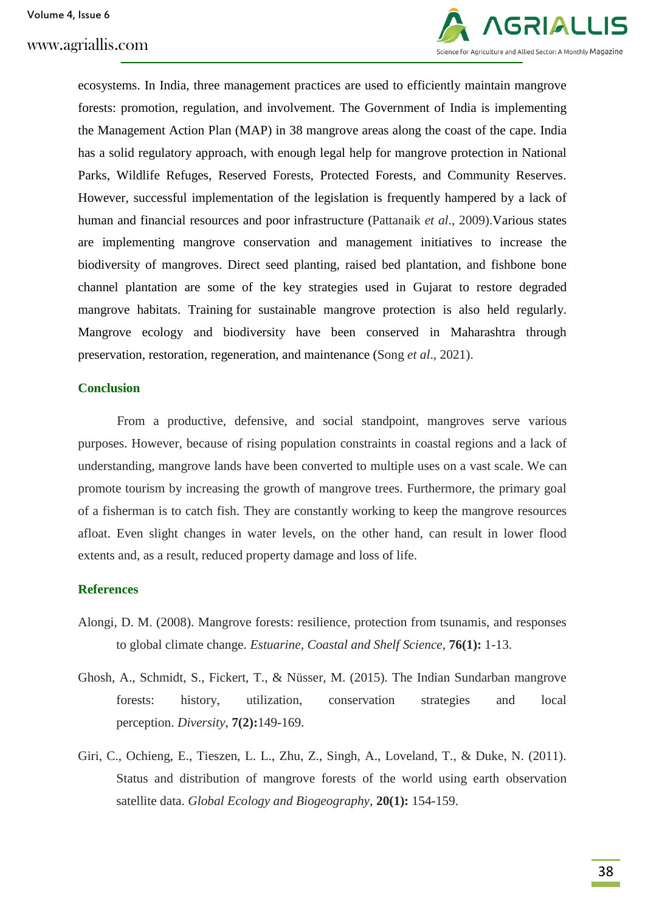ecosystems. In India, three management practices are used to efficiently maintain mangrove forests: promotion, regulation, and involvement. The Government of India is implementing the Management Action Plan (MAP) in 38 mangrove areas along the coast of the cape. India has a solid regulatory approach, with enough legal help for mangrove protection in National Parks, Wildlife Refuges, Reserved Forests, Protected Forests, and Community Reserves. However, successful implementation of the legislation is frequently hampered by a lack of human and financial resources and poor infrastructure (Pattanaik *et al*., 2009).Various states are implementing mangrove conservation and management initiatives to increase the biodiversity of mangroves. Direct seed planting, raised bed plantation, and fishbone bone channel plantation are some of the key strategies used in Gujarat to restore degraded mangrove habitats. Training for sustainable mangrove protection is also held regularly. Mangrove ecology and biodiversity have been conserved in Maharashtra through preservation, restoration, regeneration, and maintenance (Song *et al*., 2021).

## Conclusion

From a productive, defensive, and social standpoint, mangroves serve various purposes. However, because of rising population constraints in coastal regions and a lack of understanding, mangrove lands have been converted to multiple uses on a vast scale. We can promote tourism by increasing the growth of mangrove trees. Furthermore, the primary goal of a fisherman is to catch fish. They are constantly working to keep the mangrove resources afloat. Even slight changes in water levels, on the other hand, can result in lower flood extents and, as a result, reduced property damage and loss of life.

## References

Alongi, D. M. (2008). Mangrove forests: resilience, protection from tsunamis, and responses to global climate change. *Estuarine, Coastal and Shelf Science*, **76(1):** 1-13.

Ghosh, A., Schmidt, S., Fickert, T., & Nüsser, M. (2015). The Indian Sundarban mangrove forests: history, utilization, conservation strategies and local perception. *Diversity*, **7(2):**149-169.

Giri, C., Ochieng, E., Tieszen, L. L., Zhu, Z., Singh, A., Loveland, T., & Duke, N. (2011). Status and distribution of mangrove forests of the world using earth observation satellite data. *Global Ecology and Biogeography*, **20(1):** 154-159.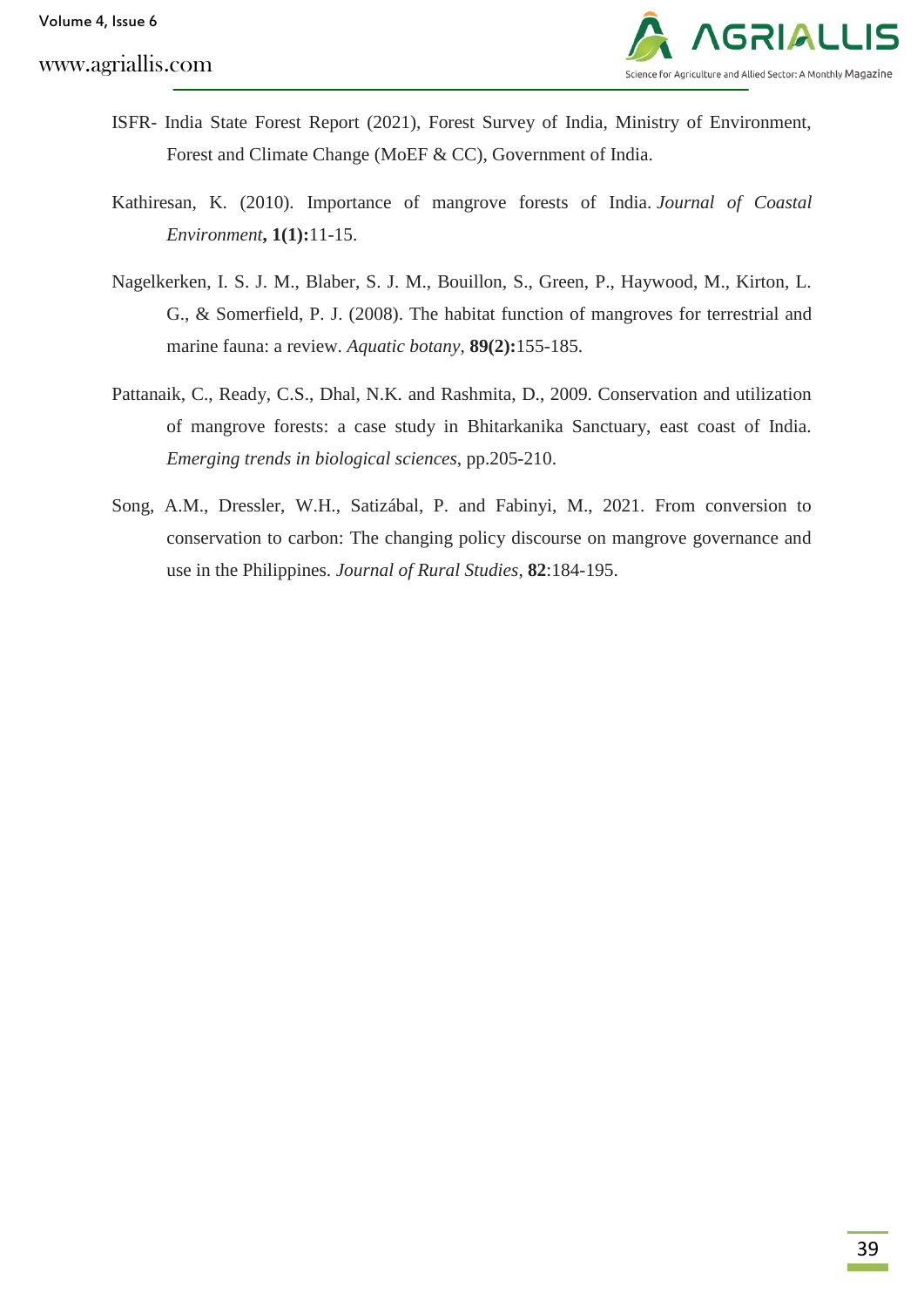ISFR- India State Forest Report (2021), Forest Survey of India, Ministry of Environment, Forest and Climate Change (MoEF & CC), Government of India.

Kathiresan, K. (2010). Importance of mangrove forests of India. *Journal of Coastal Environment*, **1(1):**11-15.

Nagelkerken, I. S. J. M., Blaber, S. J. M., Bouillon, S., Green, P., Haywood, M., Kirton, L. G., & Somerfield, P. J. (2008). The habitat function of mangroves for terrestrial and marine fauna: a review. *Aquatic botany*, **89(2):**155-185.

Pattanaik, C., Ready, C.S., Dhal, N.K. and Rashmita, D., 2009. Conservation and utilization of mangrove forests: a case study in Bhitarkanika Sanctuary, east coast of India. *Emerging trends in biological sciences*, pp.205-210.

Song, A.M., Dressler, W.H., Satizábal, P. and Fabinyi, M., 2021. From conversion to conservation to carbon: The changing policy discourse on mangrove governance and use in the Philippines. *Journal of Rural Studies*, **82**:184-195.